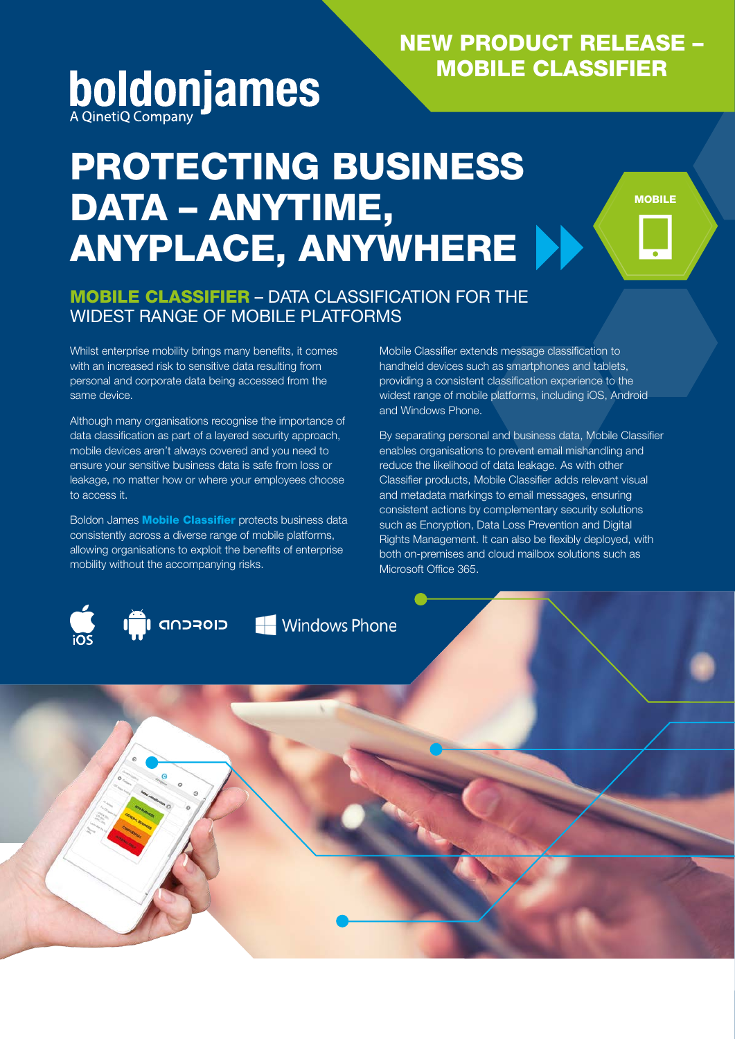**NEW PRODUCT RELEASE – MOBILE CLASSIFIER**

boldonjames
A QinetiQ Company

# PROTECTING BUSINESS DATA – ANYTIME, ANYPLACE, ANYWHERE

MOBILE

## MOBILE CLASSIFIER – DATA CLASSIFICATION FOR THE WIDEST RANGE OF MOBILE PLATFORMS

Whilst enterprise mobility brings many benefits, it comes with an increased risk to sensitive data resulting from personal and corporate data being accessed from the same device.

Although many organisations recognise the importance of data classification as part of a layered security approach, mobile devices aren't always covered and you need to ensure your sensitive business data is safe from loss or leakage, no matter how or where your employees choose to access it.

Boldon James **Mobile Classifier** protects business data consistently across a diverse range of mobile platforms, allowing organisations to exploit the benefits of enterprise mobility without the accompanying risks.

Mobile Classifier extends message classification to handheld devices such as smartphones and tablets, providing a consistent classification experience to the widest range of mobile platforms, including iOS, Android and Windows Phone.

By separating personal and business data, Mobile Classifier enables organisations to prevent email mishandling and reduce the likelihood of data leakage. As with other Classifier products, Mobile Classifier adds relevant visual and metadata markings to email messages, ensuring consistent actions by complementary security solutions such as Encryption, Data Loss Prevention and Digital Rights Management. It can also be flexibly deployed, with both on-premises and cloud mailbox solutions such as Microsoft Office 365.

iOS android Windows Phone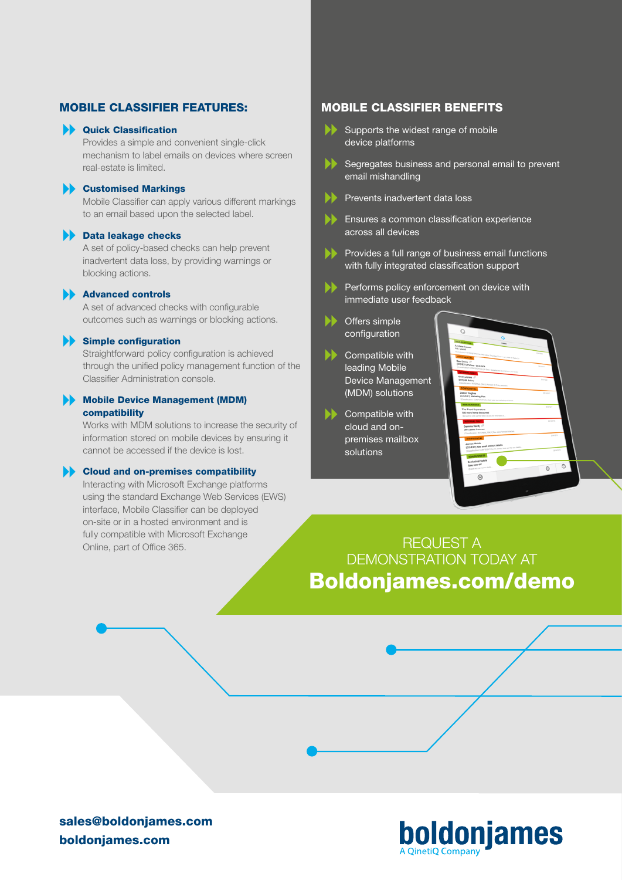## MOBILE CLASSIFIER FEATURES:

**Quick Classification**
Provides a simple and convenient single-click mechanism to label emails on devices where screen real-estate is limited.

**Customised Markings**
Mobile Classifier can apply various different markings to an email based upon the selected label.

**Data leakage checks**
A set of policy-based checks can help prevent inadvertent data loss, by providing warnings or blocking actions.

**Advanced controls**
A set of advanced checks with configurable outcomes such as warnings or blocking actions.

**Simple configuration**
Straightforward policy configuration is achieved through the unified policy management function of the Classifier Administration console.

**Mobile Device Management (MDM) compatibility**
Works with MDM solutions to increase the security of information stored on mobile devices by ensuring it cannot be accessed if the device is lost.

**Cloud and on-premises compatibility**
Interacting with Microsoft Exchange platforms using the standard Exchange Web Services (EWS) interface, Mobile Classifier can be deployed on-site or in a hosted environment and is fully compatible with Microsoft Exchange Online, part of Office 365.

## MOBILE CLASSIFIER BENEFITS

- Supports the widest range of mobile device platforms
- Segregates business and personal email to prevent email mishandling
- Prevents inadvertent data loss
- Ensures a common classification experience across all devices
- Provides a full range of business email functions with fully integrated classification support
- Performs policy enforcement on device with immediate user feedback
- Offers simple configuration
- Compatible with leading Mobile Device Management (MDM) solutions
- Compatible with cloud and on-premises mailbox solutions

REQUEST A DEMONSTRATION TODAY AT
**Boldonjames.com/demo**

**sales@boldonjames.com**
**boldonjames.com**

boldonjames
A QinetiQ Company